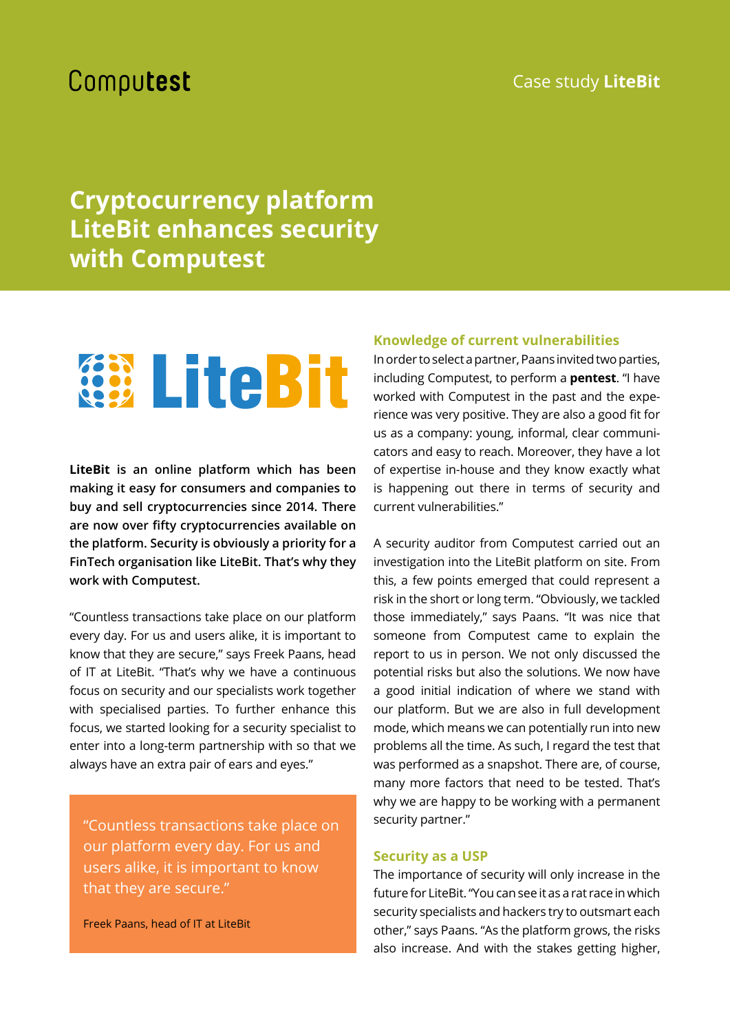Computest

Case study **LiteBit**

# Cryptocurrency platform LiteBit enhances security with Computest

LiteBit

**LiteBit is an online platform which has been making it easy for consumers and companies to buy and sell cryptocurrencies since 2014. There are now over fifty cryptocurrencies available on the platform. Security is obviously a priority for a FinTech organisation like LiteBit. That's why they work with Computest.**

"Countless transactions take place on our platform every day. For us and users alike, it is important to know that they are secure," says Freek Paans, head of IT at LiteBit. "That's why we have a continuous focus on security and our specialists work together with specialised parties. To further enhance this focus, we started looking for a security specialist to enter into a long-term partnership with so that we always have an extra pair of ears and eyes."

> "Countless transactions take place on our platform every day. For us and users alike, it is important to know that they are secure."
>
> Freek Paans, head of IT at LiteBit

## Knowledge of current vulnerabilities

In order to select a partner, Paans invited two parties, including Computest, to perform a **pentest**. "I have worked with Computest in the past and the experience was very positive. They are also a good fit for us as a company: young, informal, clear communicators and easy to reach. Moreover, they have a lot of expertise in-house and they know exactly what is happening out there in terms of security and current vulnerabilities."

A security auditor from Computest carried out an investigation into the LiteBit platform on site. From this, a few points emerged that could represent a risk in the short or long term. "Obviously, we tackled those immediately," says Paans. "It was nice that someone from Computest came to explain the report to us in person. We not only discussed the potential risks but also the solutions. We now have a good initial indication of where we stand with our platform. But we are also in full development mode, which means we can potentially run into new problems all the time. As such, I regard the test that was performed as a snapshot. There are, of course, many more factors that need to be tested. That's why we are happy to be working with a permanent security partner."

## Security as a USP

The importance of security will only increase in the future for LiteBit. "You can see it as a rat race in which security specialists and hackers try to outsmart each other," says Paans. "As the platform grows, the risks also increase. And with the stakes getting higher,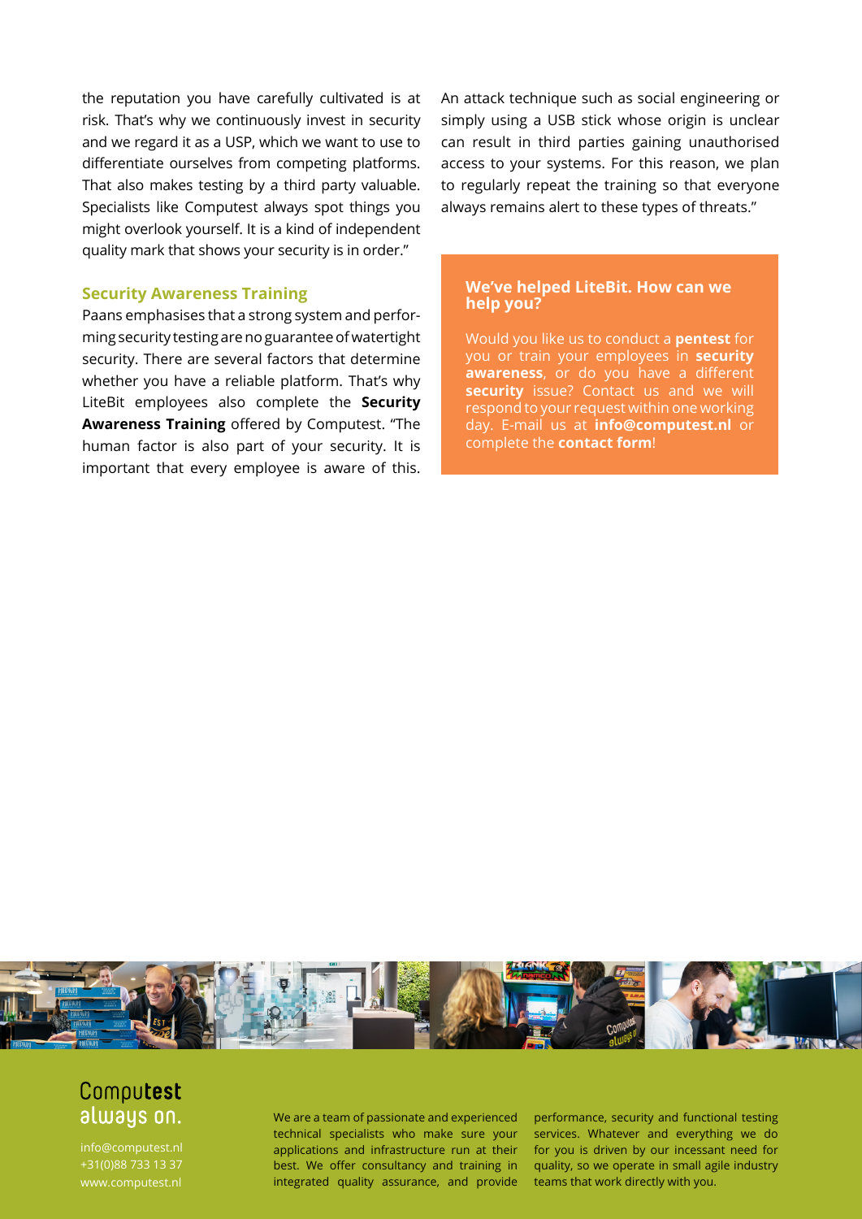the reputation you have carefully cultivated is at risk. That's why we continuously invest in security and we regard it as a USP, which we want to use to differentiate ourselves from competing platforms. That also makes testing by a third party valuable. Specialists like Computest always spot things you might overlook yourself. It is a kind of independent quality mark that shows your security is in order."

### Security Awareness Training

Paans emphasises that a strong system and performing security testing are no guarantee of watertight security. There are several factors that determine whether you have a reliable platform. That's why LiteBit employees also complete the **Security Awareness Training** offered by Computest. "The human factor is also part of your security. It is important that every employee is aware of this. An attack technique such as social engineering or simply using a USB stick whose origin is unclear can result in third parties gaining unauthorised access to your systems. For this reason, we plan to regularly repeat the training so that everyone always remains alert to these types of threats."

### We've helped LiteBit. How can we help you?

Would you like us to conduct a **pentest** for you or train your employees in **security awareness**, or do you have a different **security** issue? Contact us and we will respond to your request within one working day. E-mail us at **info@computest.nl** or complete the **contact form**!

Computest
always on.

info@computest.nl
+31(0)88 733 13 37
www.computest.nl

We are a team of passionate and experienced technical specialists who make sure your applications and infrastructure run at their best. We offer consultancy and training in integrated quality assurance, and provide performance, security and functional testing services. Whatever and everything we do for you is driven by our incessant need for quality, so we operate in small agile industry teams that work directly with you.